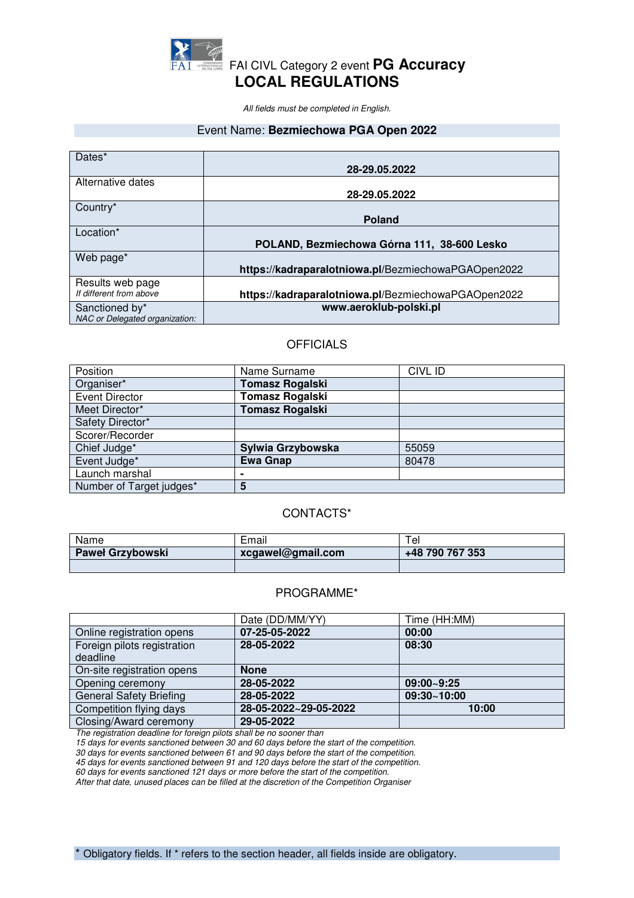# FAI CIVL Category 2 event **PG Accuracy**
## LOCAL REGULATIONS

*All fields must be completed in English.*

Event Name: **Bezmiechowa PGA Open 2022**

| | |
|---|---|
| Dates* | **28-29.05.2022** |
| Alternative dates | **28-29.05.2022** |
| Country* | **Poland** |
| Location* | **POLAND, Bezmiechowa Górna 111, 38-600 Lesko** |
| Web page* | **https://kadraparalotniowa.pl**/BezmiechowaPGAOpen2022 |
| Results web page *If different from above* | **https://kadraparalotniowa.pl**/BezmiechowaPGAOpen2022 |
| Sanctioned by* *NAC or Delegated organization:* | **www.aeroklub-polski.pl** |

### OFFICIALS

| Position | Name Surname | CIVL ID |
|---|---|---|
| Organiser* | **Tomasz Rogalski** | |
| Event Director | **Tomasz Rogalski** | |
| Meet Director* | **Tomasz Rogalski** | |
| Safety Director* | | |
| Scorer/Recorder | | |
| Chief Judge* | **Sylwia Grzybowska** | 55059 |
| Event Judge* | **Ewa Gnap** | 80478 |
| Launch marshal | **-** | |
| Number of Target judges* | **5** | |

### CONTACTS*

| Name | Email | Tel |
|---|---|---|
| **Paweł Grzybowski** | **xcgawel@gmail.com** | **+48 790 767 353** |
| | | |

### PROGRAMME*

| | Date (DD/MM/YY) | Time (HH:MM) |
|---|---|---|
| Online registration opens | **07-25-05-2022** | **00:00** |
| Foreign pilots registration deadline | **28-05-2022** | **08:30** |
| On-site registration opens | **None** | |
| Opening ceremony | **28-05-2022** | **09:00~9:25** |
| General Safety Briefing | **28-05-2022** | **09:30~10:00** |
| Competition flying days | **28-05-2022~29-05-2022** | **10:00** |
| Closing/Award ceremony | **29-05-2022** | |

*The registration deadline for foreign pilots shall be no sooner than*
*15 days for events sanctioned between 30 and 60 days before the start of the competition.*
*30 days for events sanctioned between 61 and 90 days before the start of the competition.*
*45 days for events sanctioned between 91 and 120 days before the start of the competition.*
*60 days for events sanctioned 121 days or more before the start of the competition.*
*After that date, unused places can be filled at the discretion of the Competition Organiser*

* Obligatory fields. If * refers to the section header, all fields inside are obligatory.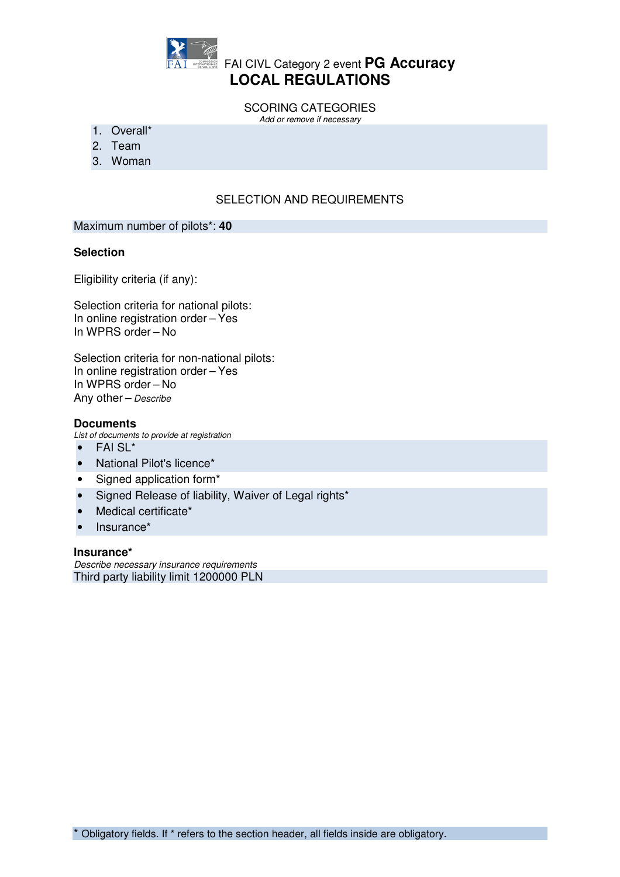FAI CIVL Category 2 event **PG Accuracy**

# LOCAL REGULATIONS

## SCORING CATEGORIES

*Add or remove if necessary*

1. Overall*
2. Team
3. Woman

## SELECTION AND REQUIREMENTS

Maximum number of pilots*: **40**

### Selection

Eligibility criteria (if any):

Selection criteria for national pilots:
In online registration order – Yes
In WPRS order – No

Selection criteria for non-national pilots:
In online registration order – Yes
In WPRS order – No
Any other – *Describe*

### Documents

*List of documents to provide at registration*

- FAI SL*
- National Pilot's licence*
- Signed application form*
- Signed Release of liability, Waiver of Legal rights*
- Medical certificate*
- Insurance*

### Insurance*

*Describe necessary insurance requirements*

Third party liability limit 1200000 PLN

\* Obligatory fields. If * refers to the section header, all fields inside are obligatory.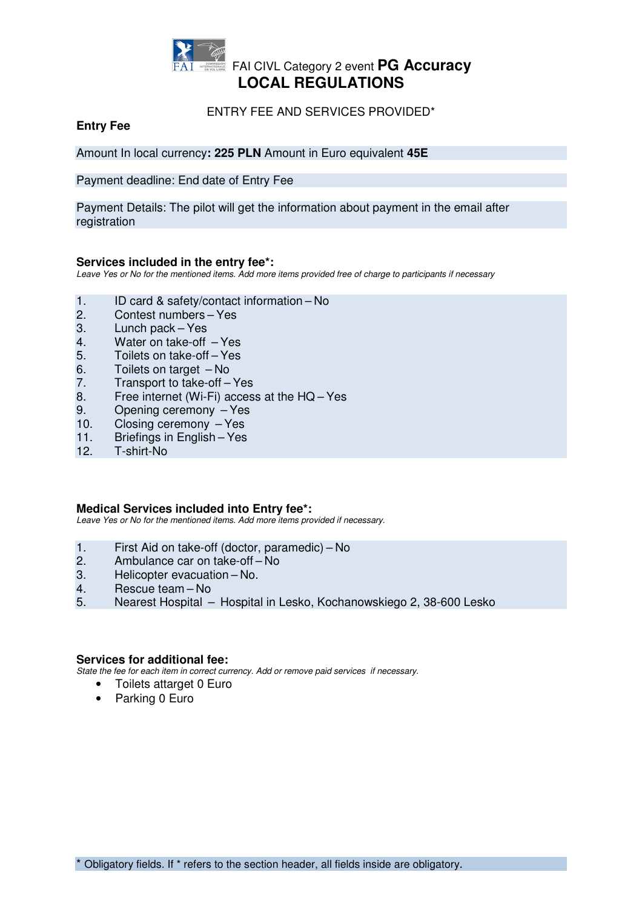# FAI CIVL Category 2 event **PG Accuracy**

## LOCAL REGULATIONS

ENTRY FEE AND SERVICES PROVIDED*

**Entry Fee**

Amount In local currency**: 225 PLN** Amount in Euro equivalent **45E**

Payment deadline: End date of Entry Fee

Payment Details: The pilot will get the information about payment in the email after registration

**Services included in the entry fee*:**

*Leave Yes or No for the mentioned items. Add more items provided free of charge to participants if necessary*

1. ID card & safety/contact information – No
2. Contest numbers – Yes
3. Lunch pack – Yes
4. Water on take-off – Yes
5. Toilets on take-off – Yes
6. Toilets on target – No
7. Transport to take-off – Yes
8. Free internet (Wi-Fi) access at the HQ – Yes
9. Opening ceremony – Yes
10. Closing ceremony – Yes
11. Briefings in English – Yes
12. T-shirt-No

**Medical Services included into Entry fee*:**

*Leave Yes or No for the mentioned items. Add more items provided if necessary.*

1. First Aid on take-off (doctor, paramedic) – No
2. Ambulance car on take-off – No
3. Helicopter evacuation – No.
4. Rescue team – No
5. Nearest Hospital – Hospital in Lesko, Kochanowskiego 2, 38-600 Lesko

**Services for additional fee:**

*State the fee for each item in correct currency. Add or remove paid services if necessary.*

- Toilets attarget 0 Euro
- Parking 0 Euro

* Obligatory fields. If * refers to the section header, all fields inside are obligatory.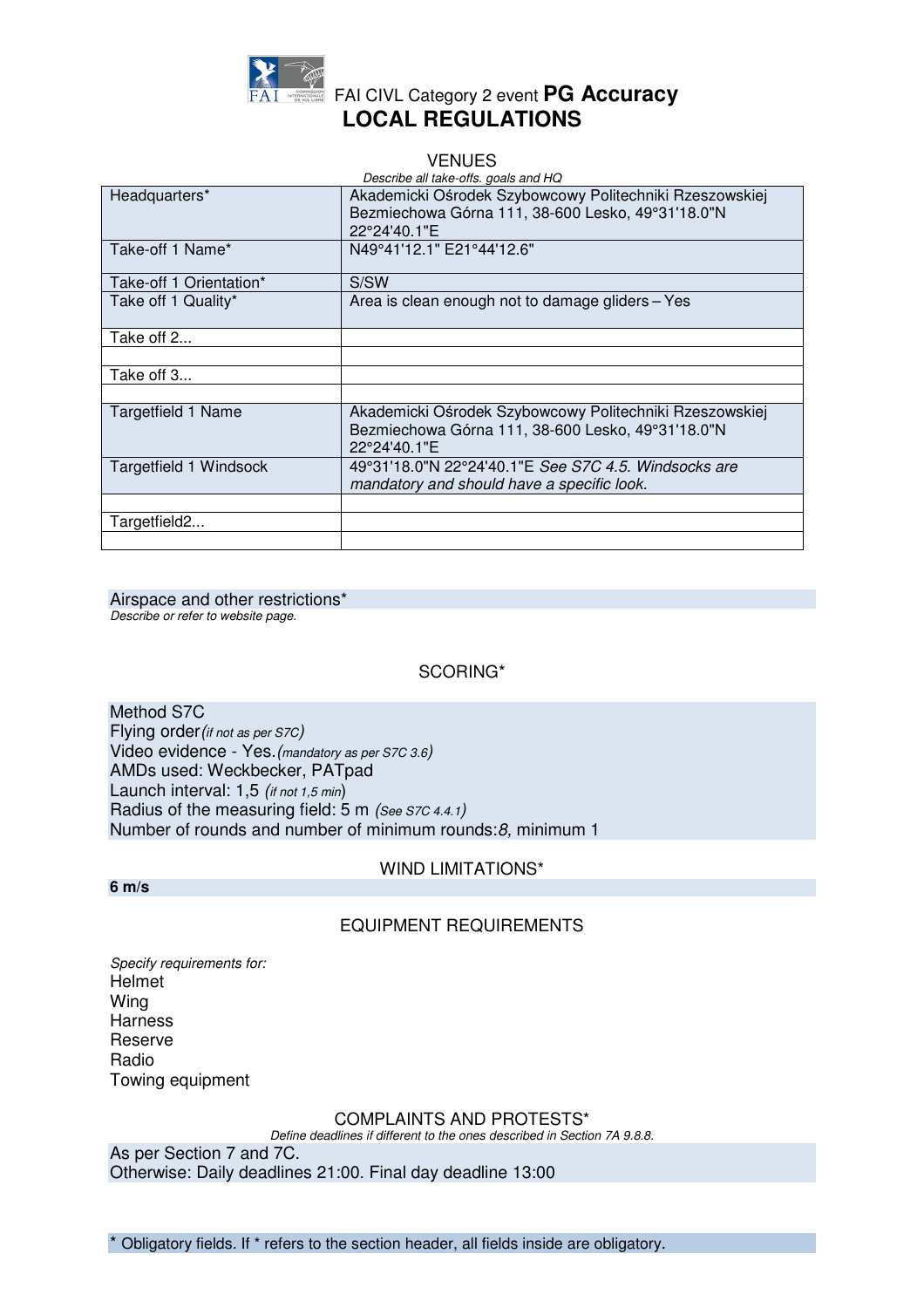FAI CIVL Category 2 event **PG Accuracy**

# LOCAL REGULATIONS

## VENUES

*Describe all take-offs. goals and HQ*

| | |
|---|---|
| Headquarters* | Akademicki Ośrodek Szybowcowy Politechniki Rzeszowskiej Bezmiechowa Górna 111, 38-600 Lesko, 49°31'18.0"N 22°24'40.1"E |
| Take-off 1 Name* | N49°41'12.1" E21°44'12.6" |
| Take-off 1 Orientation* | S/SW |
| Take off 1 Quality* | Area is clean enough not to damage gliders – Yes |
| Take off 2... | |
| | |
| Take off 3... | |
| | |
| Targetfield 1 Name | Akademicki Ośrodek Szybowcowy Politechniki Rzeszowskiej Bezmiechowa Górna 111, 38-600 Lesko, 49°31'18.0"N 22°24'40.1"E |
| Targetfield 1 Windsock | 49°31'18.0"N 22°24'40.1"E *See S7C 4.5. Windsocks are mandatory and should have a specific look.* |
| | |
| Targetfield2... | |
| | |

Airspace and other restrictions*

*Describe or refer to website page.*

## SCORING*

Method S7C

Flying order *(if not as per S7C)*

Video evidence - Yes. *(mandatory as per S7C 3.6)*

AMDs used: Weckbecker, PATpad

Launch interval: 1,5 *(if not 1,5 min)*

Radius of the measuring field: 5 m *(See S7C 4.4.1)*

Number of rounds and number of minimum rounds: *8,* minimum 1

## WIND LIMITATIONS*

**6 m/s**

## EQUIPMENT REQUIREMENTS

*Specify requirements for:*

Helmet

Wing

Harness

Reserve

Radio

Towing equipment

## COMPLAINTS AND PROTESTS*

*Define deadlines if different to the ones described in Section 7A 9.8.8.*

As per Section 7 and 7C.

Otherwise: Daily deadlines 21:00. Final day deadline 13:00

* Obligatory fields. If * refers to the section header, all fields inside are obligatory.